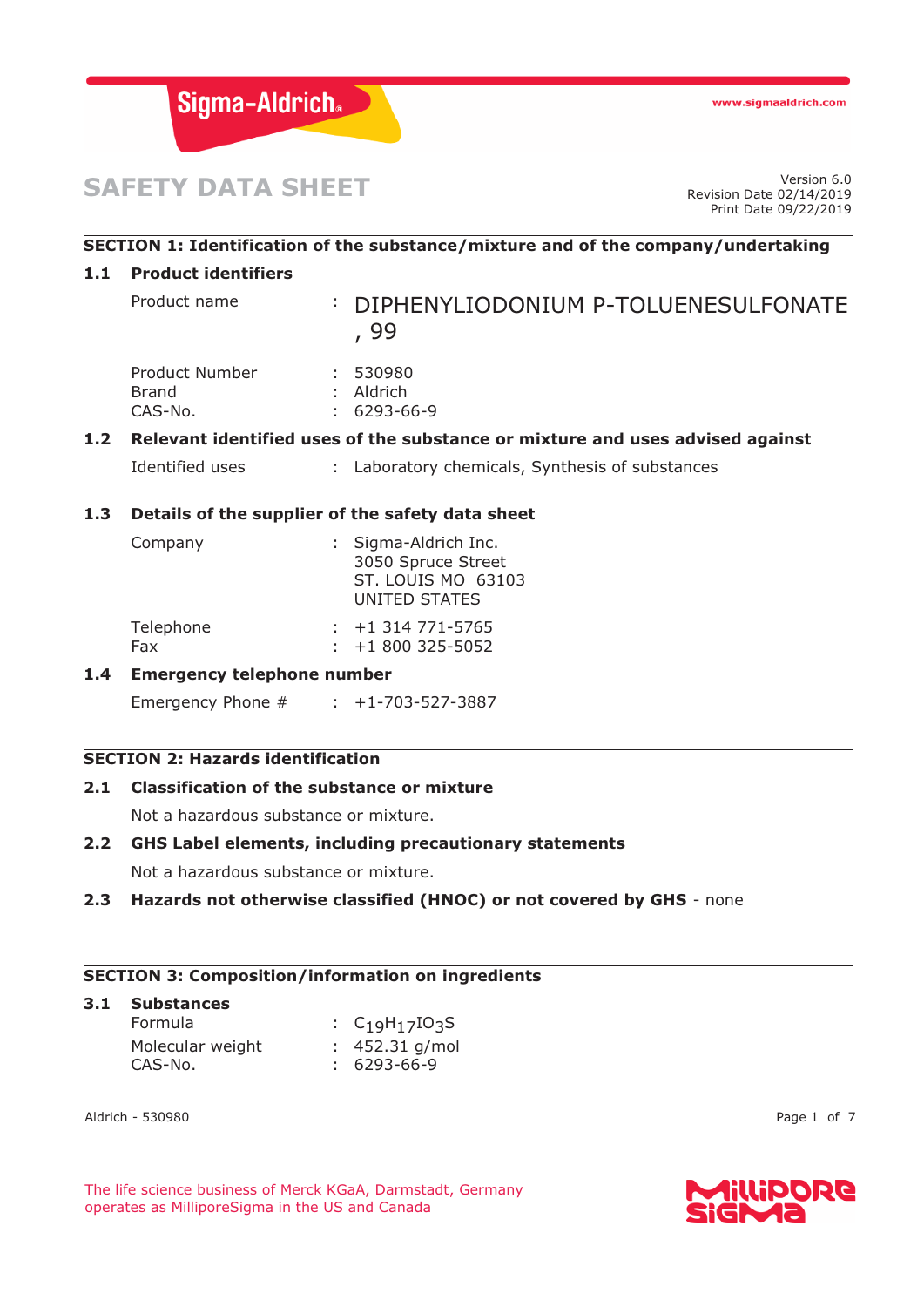# SAFETY DATA SHEET

Version 6.0
Revision Date 02/14/2019
Print Date 09/22/2019

## SECTION 1: Identification of the substance/mixture and of the company/undertaking

### 1.1 Product identifiers

Product name : DIPHENYLIODONIUM P-TOLUENESULFONATE , 99

Product Number : 530980
Brand : Aldrich
CAS-No. : 6293-66-9

### 1.2 Relevant identified uses of the substance or mixture and uses advised against

Identified uses : Laboratory chemicals, Synthesis of substances

### 1.3 Details of the supplier of the safety data sheet

Company : Sigma-Aldrich Inc.
3050 Spruce Street
ST. LOUIS MO 63103
UNITED STATES

Telephone : +1 314 771-5765
Fax : +1 800 325-5052

### 1.4 Emergency telephone number

Emergency Phone # : +1-703-527-3887

## SECTION 2: Hazards identification

### 2.1 Classification of the substance or mixture

Not a hazardous substance or mixture.

### 2.2 GHS Label elements, including precautionary statements

Not a hazardous substance or mixture.

### 2.3 Hazards not otherwise classified (HNOC) or not covered by GHS - none

## SECTION 3: Composition/information on ingredients

### 3.1 Substances

Formula : $C_{19}H_{17}IO_3S$
Molecular weight : 452.31 g/mol
CAS-No. : 6293-66-9

The life science business of Merck KGaA, Darmstadt, Germany operates as MilliporeSigma in the US and Canada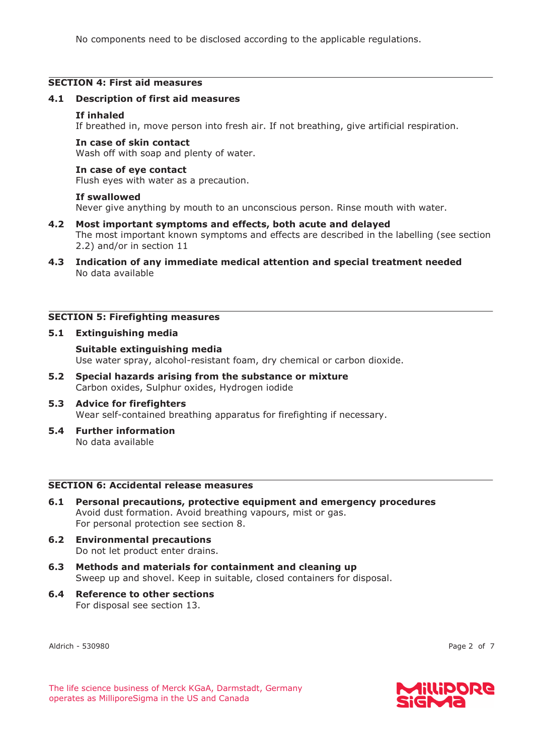No components need to be disclosed according to the applicable regulations.

## SECTION 4: First aid measures

### 4.1 Description of first aid measures

**If inhaled**
If breathed in, move person into fresh air. If not breathing, give artificial respiration.

**In case of skin contact**
Wash off with soap and plenty of water.

**In case of eye contact**
Flush eyes with water as a precaution.

**If swallowed**
Never give anything by mouth to an unconscious person. Rinse mouth with water.

### 4.2 Most important symptoms and effects, both acute and delayed

The most important known symptoms and effects are described in the labelling (see section 2.2) and/or in section 11

### 4.3 Indication of any immediate medical attention and special treatment needed

No data available

## SECTION 5: Firefighting measures

### 5.1 Extinguishing media

**Suitable extinguishing media**
Use water spray, alcohol-resistant foam, dry chemical or carbon dioxide.

### 5.2 Special hazards arising from the substance or mixture

Carbon oxides, Sulphur oxides, Hydrogen iodide

### 5.3 Advice for firefighters

Wear self-contained breathing apparatus for firefighting if necessary.

### 5.4 Further information

No data available

## SECTION 6: Accidental release measures

### 6.1 Personal precautions, protective equipment and emergency procedures

Avoid dust formation. Avoid breathing vapours, mist or gas.
For personal protection see section 8.

### 6.2 Environmental precautions

Do not let product enter drains.

### 6.3 Methods and materials for containment and cleaning up

Sweep up and shovel. Keep in suitable, closed containers for disposal.

### 6.4 Reference to other sections

For disposal see section 13.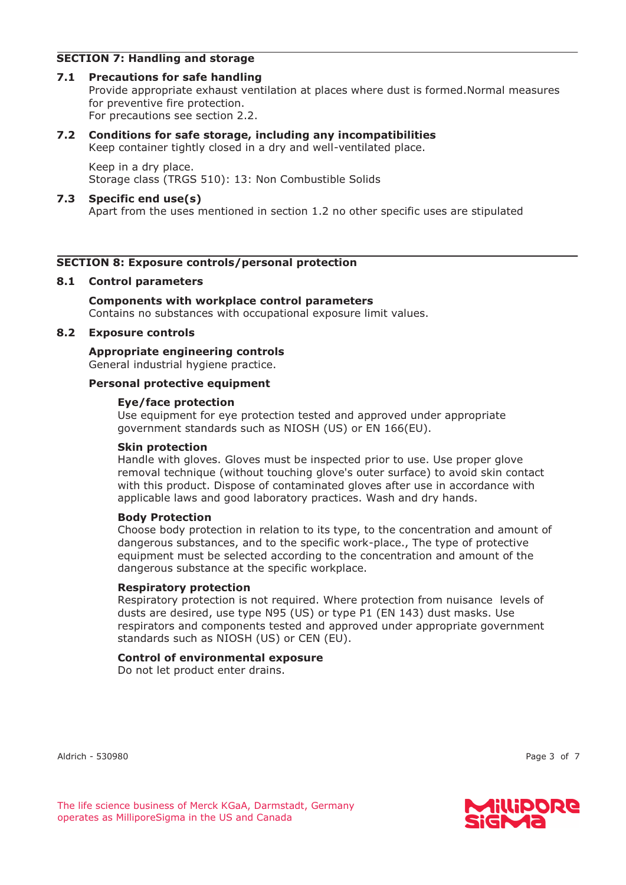## SECTION 7: Handling and storage

### 7.1 Precautions for safe handling

Provide appropriate exhaust ventilation at places where dust is formed.Normal measures for preventive fire protection.
For precautions see section 2.2.

### 7.2 Conditions for safe storage, including any incompatibilities

Keep container tightly closed in a dry and well-ventilated place.

Keep in a dry place.
Storage class (TRGS 510): 13: Non Combustible Solids

### 7.3 Specific end use(s)

Apart from the uses mentioned in section 1.2 no other specific uses are stipulated

## SECTION 8: Exposure controls/personal protection

### 8.1 Control parameters

**Components with workplace control parameters**
Contains no substances with occupational exposure limit values.

### 8.2 Exposure controls

**Appropriate engineering controls**
General industrial hygiene practice.

**Personal protective equipment**

**Eye/face protection**
Use equipment for eye protection tested and approved under appropriate government standards such as NIOSH (US) or EN 166(EU).

**Skin protection**
Handle with gloves. Gloves must be inspected prior to use. Use proper glove removal technique (without touching glove's outer surface) to avoid skin contact with this product. Dispose of contaminated gloves after use in accordance with applicable laws and good laboratory practices. Wash and dry hands.

**Body Protection**
Choose body protection in relation to its type, to the concentration and amount of dangerous substances, and to the specific work-place., The type of protective equipment must be selected according to the concentration and amount of the dangerous substance at the specific workplace.

**Respiratory protection**
Respiratory protection is not required. Where protection from nuisance levels of dusts are desired, use type N95 (US) or type P1 (EN 143) dust masks. Use respirators and components tested and approved under appropriate government standards such as NIOSH (US) or CEN (EU).

**Control of environmental exposure**
Do not let product enter drains.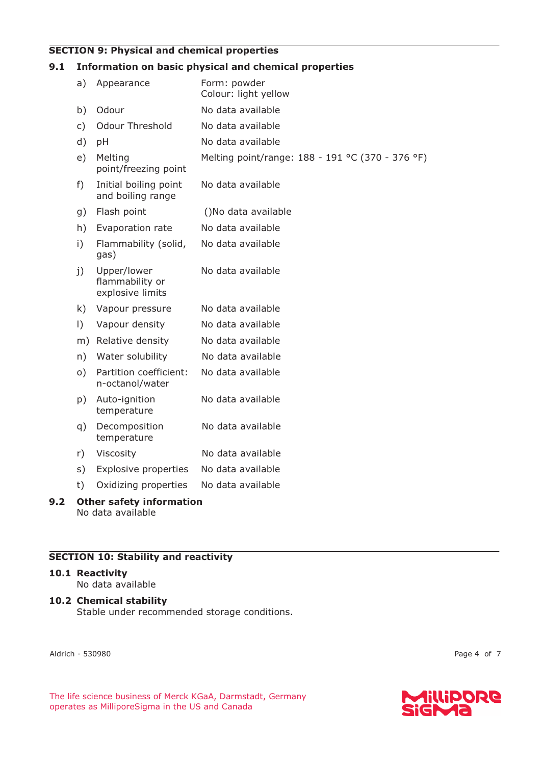## SECTION 9: Physical and chemical properties

### 9.1 Information on basic physical and chemical properties

| | | |
|---|---|---|
| a) | Appearance | Form: powder<br>Colour: light yellow |
| b) | Odour | No data available |
| c) | Odour Threshold | No data available |
| d) | pH | No data available |
| e) | Melting point/freezing point | Melting point/range: 188 - 191 °C (370 - 376 °F) |
| f) | Initial boiling point and boiling range | No data available |
| g) | Flash point | ()No data available |
| h) | Evaporation rate | No data available |
| i) | Flammability (solid, gas) | No data available |
| j) | Upper/lower flammability or explosive limits | No data available |
| k) | Vapour pressure | No data available |
| l) | Vapour density | No data available |
| m) | Relative density | No data available |
| n) | Water solubility | No data available |
| o) | Partition coefficient: n-octanol/water | No data available |
| p) | Auto-ignition temperature | No data available |
| q) | Decomposition temperature | No data available |
| r) | Viscosity | No data available |
| s) | Explosive properties | No data available |
| t) | Oxidizing properties | No data available |

### 9.2 Other safety information

No data available

## SECTION 10: Stability and reactivity

### 10.1 Reactivity

No data available

### 10.2 Chemical stability

Stable under recommended storage conditions.

Aldrich - 530980

The life science business of Merck KGaA, Darmstadt, Germany operates as MilliporeSigma in the US and Canada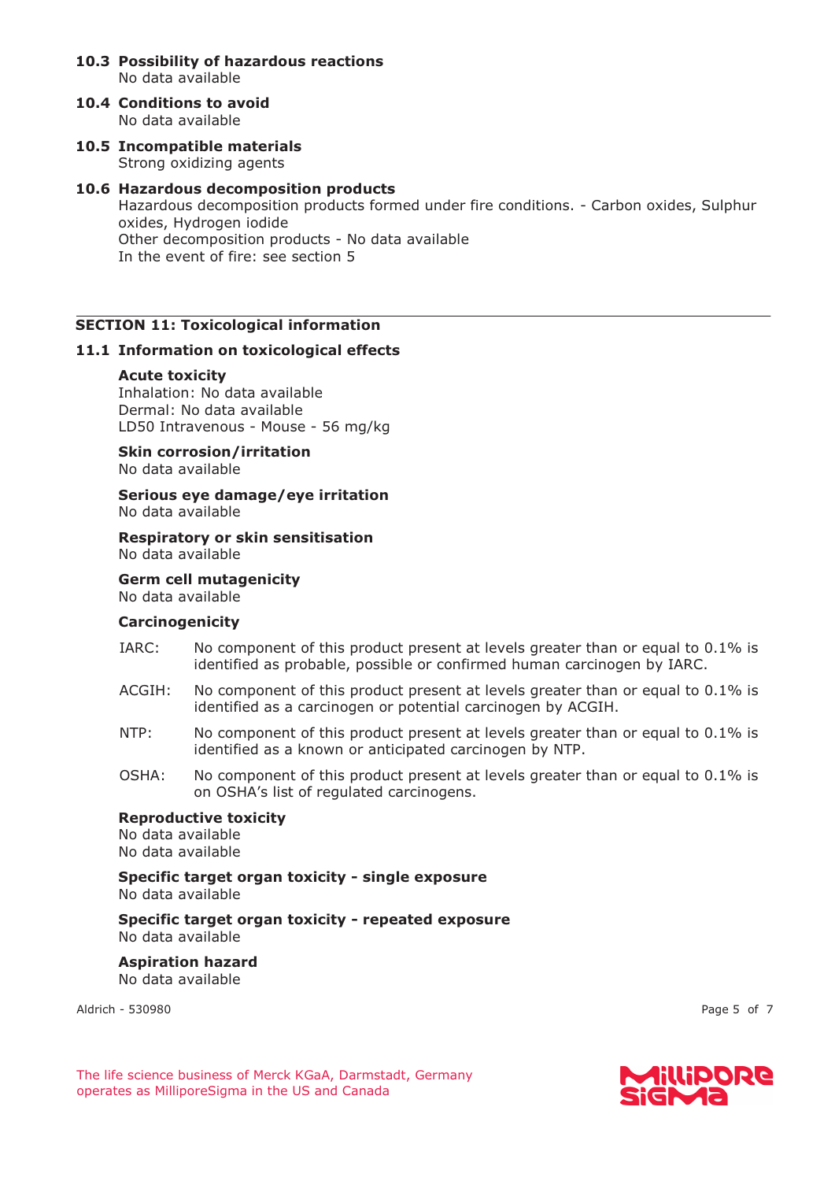**10.3 Possibility of hazardous reactions**
No data available

**10.4 Conditions to avoid**
No data available

**10.5 Incompatible materials**
Strong oxidizing agents

**10.6 Hazardous decomposition products**
Hazardous decomposition products formed under fire conditions. - Carbon oxides, Sulphur oxides, Hydrogen iodide
Other decomposition products - No data available
In the event of fire: see section 5

---

## SECTION 11: Toxicological information

### 11.1 Information on toxicological effects

**Acute toxicity**
Inhalation: No data available
Dermal: No data available
LD50 Intravenous - Mouse - 56 mg/kg

**Skin corrosion/irritation**
No data available

**Serious eye damage/eye irritation**
No data available

**Respiratory or skin sensitisation**
No data available

**Germ cell mutagenicity**
No data available

**Carcinogenicity**

IARC: No component of this product present at levels greater than or equal to 0.1% is identified as probable, possible or confirmed human carcinogen by IARC.

ACGIH: No component of this product present at levels greater than or equal to 0.1% is identified as a carcinogen or potential carcinogen by ACGIH.

NTP: No component of this product present at levels greater than or equal to 0.1% is identified as a known or anticipated carcinogen by NTP.

OSHA: No component of this product present at levels greater than or equal to 0.1% is on OSHA's list of regulated carcinogens.

**Reproductive toxicity**
No data available
No data available

**Specific target organ toxicity - single exposure**
No data available

**Specific target organ toxicity - repeated exposure**
No data available

**Aspiration hazard**
No data available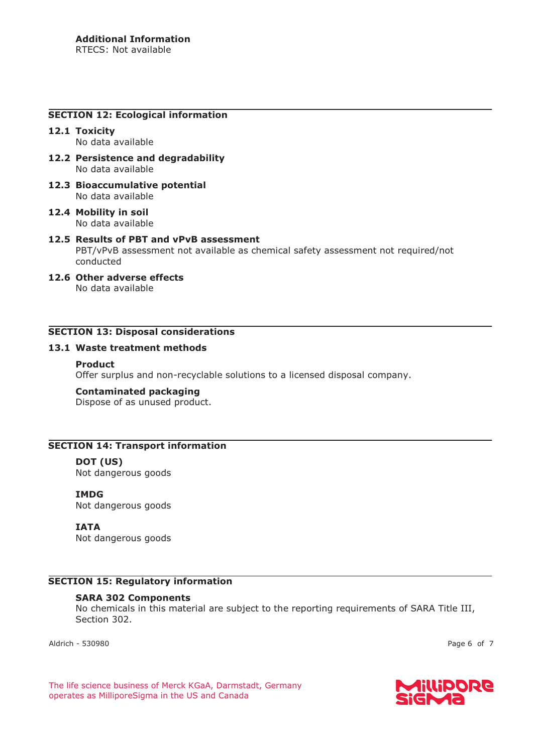**Additional Information**
RTECS: Not available

## SECTION 12: Ecological information

### 12.1 Toxicity
No data available

### 12.2 Persistence and degradability
No data available

### 12.3 Bioaccumulative potential
No data available

### 12.4 Mobility in soil
No data available

### 12.5 Results of PBT and vPvB assessment
PBT/vPvB assessment not available as chemical safety assessment not required/not conducted

### 12.6 Other adverse effects
No data available

## SECTION 13: Disposal considerations

### 13.1 Waste treatment methods

**Product**
Offer surplus and non-recyclable solutions to a licensed disposal company.

**Contaminated packaging**
Dispose of as unused product.

## SECTION 14: Transport information

**DOT (US)**
Not dangerous goods

**IMDG**
Not dangerous goods

**IATA**
Not dangerous goods

## SECTION 15: Regulatory information

**SARA 302 Components**
No chemicals in this material are subject to the reporting requirements of SARA Title III, Section 302.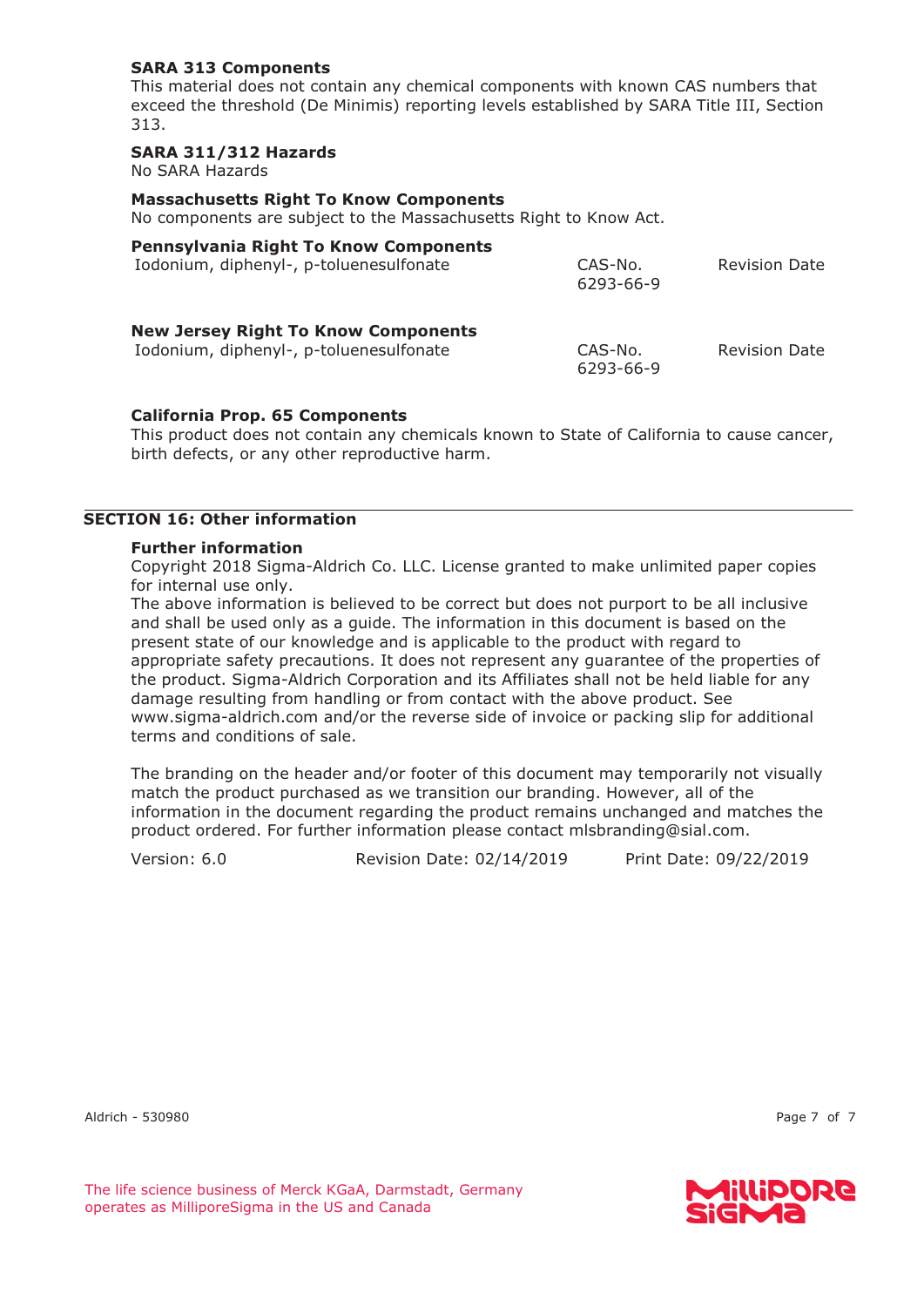**SARA 313 Components**
This material does not contain any chemical components with known CAS numbers that exceed the threshold (De Minimis) reporting levels established by SARA Title III, Section 313.

**SARA 311/312 Hazards**
No SARA Hazards

**Massachusetts Right To Know Components**
No components are subject to the Massachusetts Right to Know Act.

**Pennsylvania Right To Know Components**

| | | |
|---|---|---|
| Iodonium, diphenyl-, p-toluenesulfonate | CAS-No. 6293-66-9 | Revision Date |

**New Jersey Right To Know Components**

| | | |
|---|---|---|
| Iodonium, diphenyl-, p-toluenesulfonate | CAS-No. 6293-66-9 | Revision Date |

**California Prop. 65 Components**
This product does not contain any chemicals known to State of California to cause cancer, birth defects, or any other reproductive harm.

## SECTION 16: Other information

**Further information**
Copyright 2018 Sigma-Aldrich Co. LLC. License granted to make unlimited paper copies for internal use only.
The above information is believed to be correct but does not purport to be all inclusive and shall be used only as a guide. The information in this document is based on the present state of our knowledge and is applicable to the product with regard to appropriate safety precautions. It does not represent any guarantee of the properties of the product. Sigma-Aldrich Corporation and its Affiliates shall not be held liable for any damage resulting from handling or from contact with the above product. See www.sigma-aldrich.com and/or the reverse side of invoice or packing slip for additional terms and conditions of sale.

The branding on the header and/or footer of this document may temporarily not visually match the product purchased as we transition our branding. However, all of the information in the document regarding the product remains unchanged and matches the product ordered. For further information please contact mlsbranding@sial.com.

Version: 6.0 Revision Date: 02/14/2019 Print Date: 09/22/2019